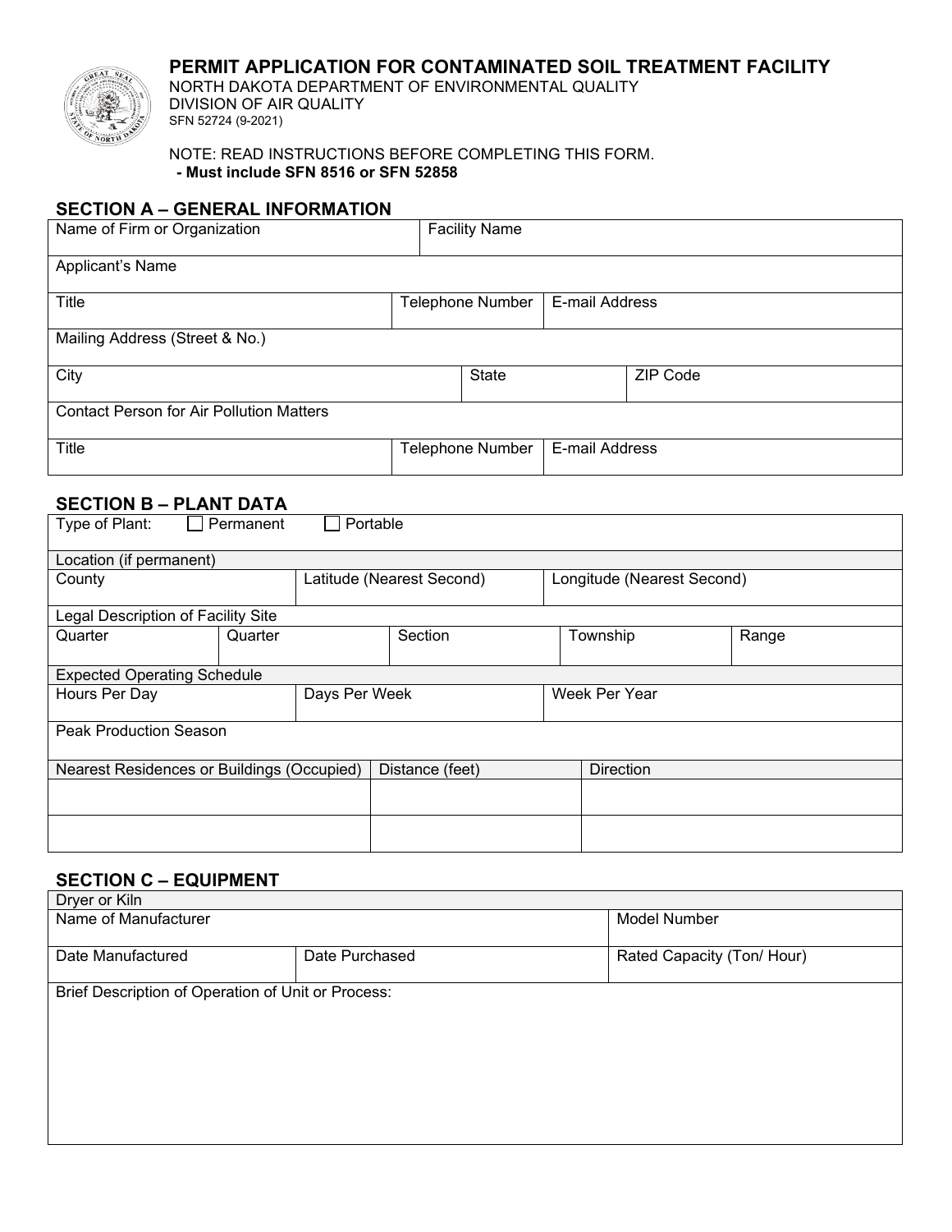# PERMIT APPLICATION FOR CONTAMINATED SOIL TREATMENT FACILITY

NORTH DAKOTA DEPARTMENT OF ENVIRONMENTAL QUALITY
DIVISION OF AIR QUALITY
SFN 52724 (9-2021)

NOTE: READ INSTRUCTIONS BEFORE COMPLETING THIS FORM.
**- Must include SFN 8516 or SFN 52858**

## SECTION A – GENERAL INFORMATION

| Name of Firm or Organization | | Facility Name | |
|---|---|---|---|
| Applicant's Name | | | |
| Title | Telephone Number | E-mail Address | |
| Mailing Address (Street & No.) | | | |
| City | State | ZIP Code | |
| Contact Person for Air Pollution Matters | | | |
| Title | Telephone Number | E-mail Address | |

## SECTION B – PLANT DATA

Type of Plant: ☐ Permanent ☐ Portable

| Location (if permanent) | | | | |
|---|---|---|---|---|
| County | Latitude (Nearest Second) | | Longitude (Nearest Second) | |
| **Legal Description of Facility Site** | | | | |
| Quarter | Quarter | Section | Township | Range |
| **Expected Operating Schedule** | | | | |
| Hours Per Day | Days Per Week | | Week Per Year | |
| Peak Production Season | | | | |

| Nearest Residences or Buildings (Occupied) | Distance (feet) | Direction |
|---|---|---|
| | | |
| | | |

## SECTION C – EQUIPMENT

| Dryer or Kiln | | |
|---|---|---|
| Name of Manufacturer | | Model Number |
| Date Manufactured | Date Purchased | Rated Capacity (Ton/ Hour) |

Brief Description of Operation of Unit or Process: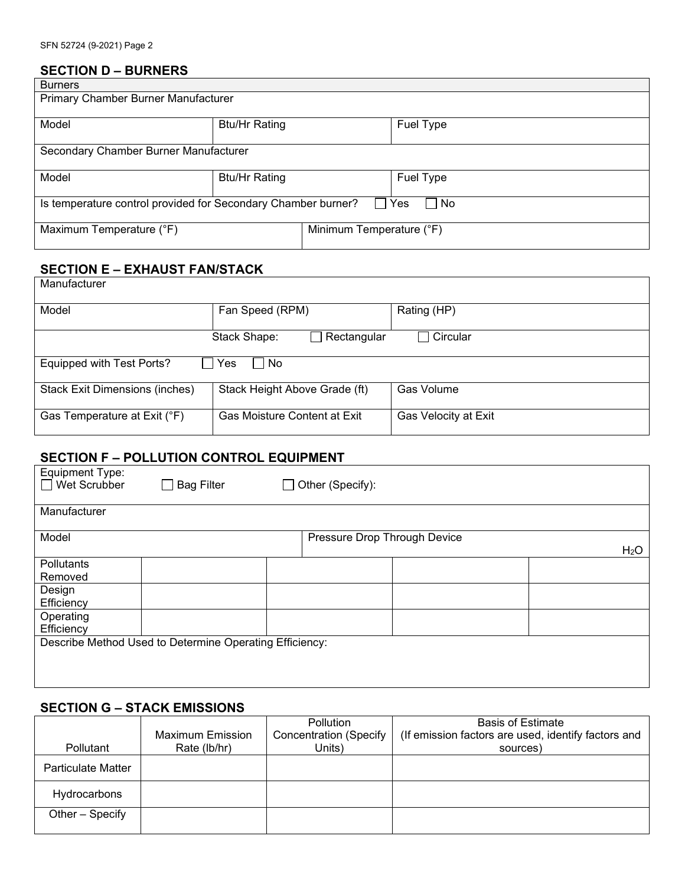## SECTION D – BURNERS

| Burners | | |
|---|---|---|
| Primary Chamber Burner Manufacturer | | |
| Model | Btu/Hr Rating | Fuel Type |
| Secondary Chamber Burner Manufacturer | | |
| Model | Btu/Hr Rating | Fuel Type |
| Is temperature control provided for Secondary Chamber burner? ☐ Yes ☐ No | | |
| Maximum Temperature (°F) | Minimum Temperature (°F) | |

## SECTION E – EXHAUST FAN/STACK

| Manufacturer | | |
|---|---|---|
| Model | Fan Speed (RPM) | Rating (HP) |
| | Stack Shape: ☐ Rectangular | ☐ Circular |
| Equipped with Test Ports? ☐ Yes ☐ No | | |
| Stack Exit Dimensions (inches) | Stack Height Above Grade (ft) | Gas Volume |
| Gas Temperature at Exit (°F) | Gas Moisture Content at Exit | Gas Velocity at Exit |

## SECTION F – POLLUTION CONTROL EQUIPMENT

Equipment Type:
☐ Wet Scrubber ☐ Bag Filter ☐ Other (Specify):

| Manufacturer | | | | |
|---|---|---|---|---|
| Model | | Pressure Drop Through Device $H_2O$ | | |
| Pollutants Removed | | | | |
| Design Efficiency | | | | |
| Operating Efficiency | | | | |

Describe Method Used to Determine Operating Efficiency:

## SECTION G – STACK EMISSIONS

| Pollutant | Maximum Emission Rate (lb/hr) | Pollution Concentration (Specify Units) | Basis of Estimate (If emission factors are used, identify factors and sources) |
|---|---|---|---|
| Particulate Matter | | | |
| Hydrocarbons | | | |
| Other – Specify | | | |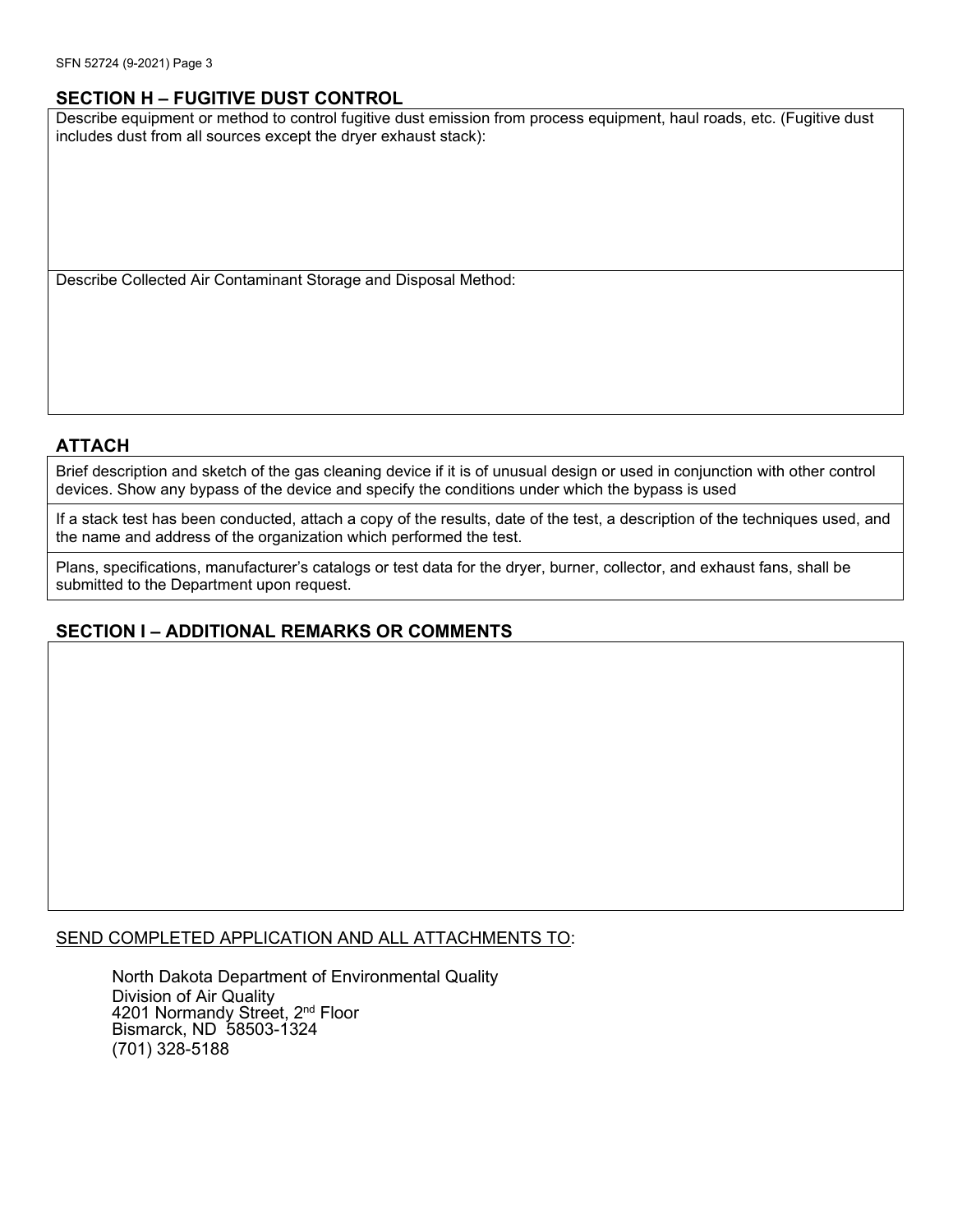## SECTION H – FUGITIVE DUST CONTROL

Describe equipment or method to control fugitive dust emission from process equipment, haul roads, etc. (Fugitive dust includes dust from all sources except the dryer exhaust stack):

Describe Collected Air Contaminant Storage and Disposal Method:

## ATTACH

Brief description and sketch of the gas cleaning device if it is of unusual design or used in conjunction with other control devices. Show any bypass of the device and specify the conditions under which the bypass is used

If a stack test has been conducted, attach a copy of the results, date of the test, a description of the techniques used, and the name and address of the organization which performed the test.

Plans, specifications, manufacturer's catalogs or test data for the dryer, burner, collector, and exhaust fans, shall be submitted to the Department upon request.

## SECTION I – ADDITIONAL REMARKS OR COMMENTS

SEND COMPLETED APPLICATION AND ALL ATTACHMENTS TO:

North Dakota Department of Environmental Quality
Division of Air Quality
4201 Normandy Street, 2nd Floor
Bismarck, ND 58503-1324
(701) 328-5188